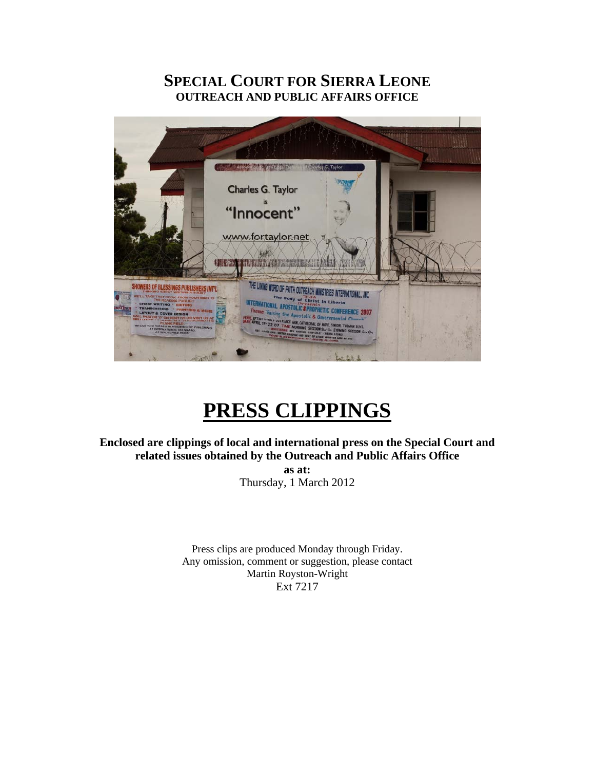# SPECIAL COURT FOR SIERRA LEONE
## OUTREACH AND PUBLIC AFFAIRS OFFICE

# PRESS CLIPPINGS

**Enclosed are clippings of local and international press on the Special Court and related issues obtained by the Outreach and Public Affairs Office**

**as at:**

Thursday, 1 March 2012

Press clips are produced Monday through Friday.
Any omission, comment or suggestion, please contact
Martin Royston-Wright
Ext 7217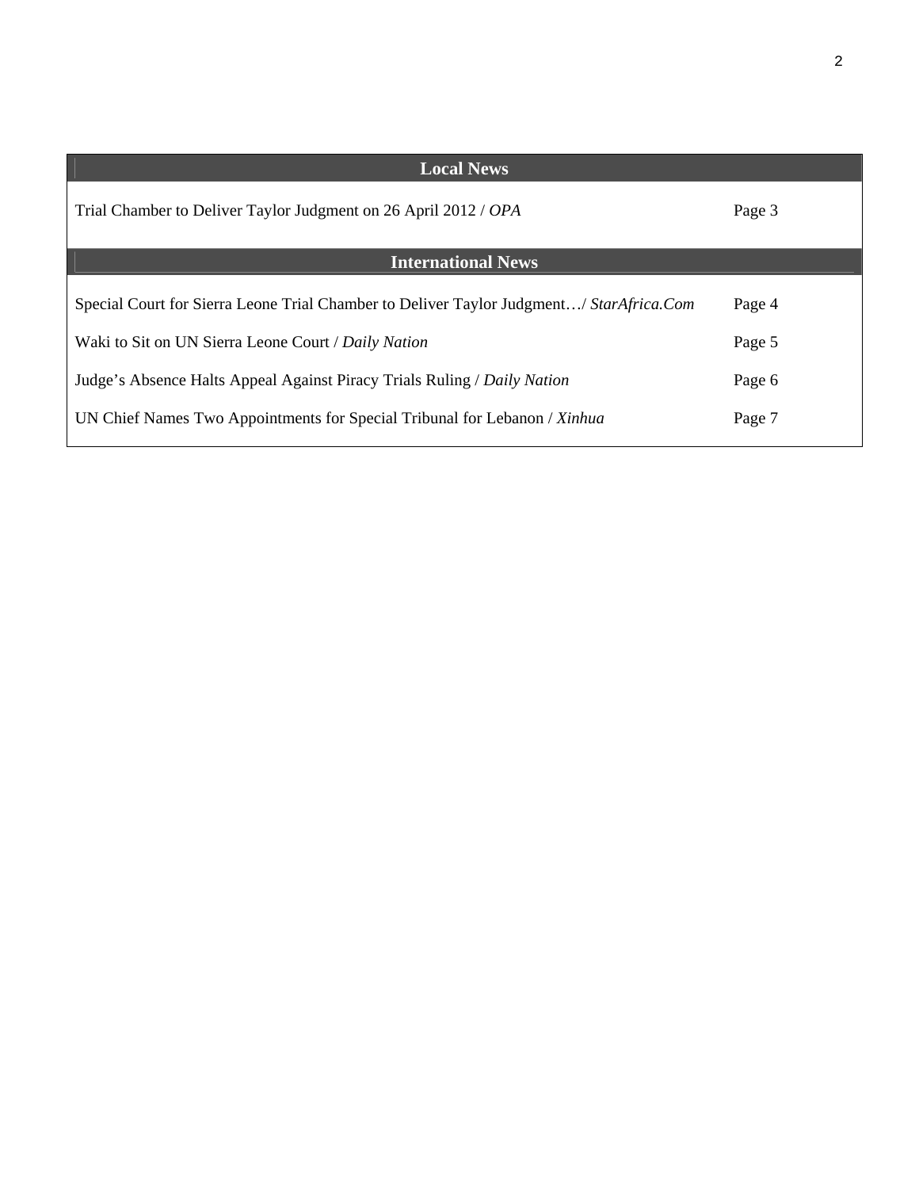| Local News | |
|---|---|
| Trial Chamber to Deliver Taylor Judgment on 26 April 2012 / *OPA* | Page 3 |
| **International News** | |
| Special Court for Sierra Leone Trial Chamber to Deliver Taylor Judgment…/ *StarAfrica.Com* | Page 4 |
| Waki to Sit on UN Sierra Leone Court / *Daily Nation* | Page 5 |
| Judge's Absence Halts Appeal Against Piracy Trials Ruling / *Daily Nation* | Page 6 |
| UN Chief Names Two Appointments for Special Tribunal for Lebanon / *Xinhua* | Page 7 |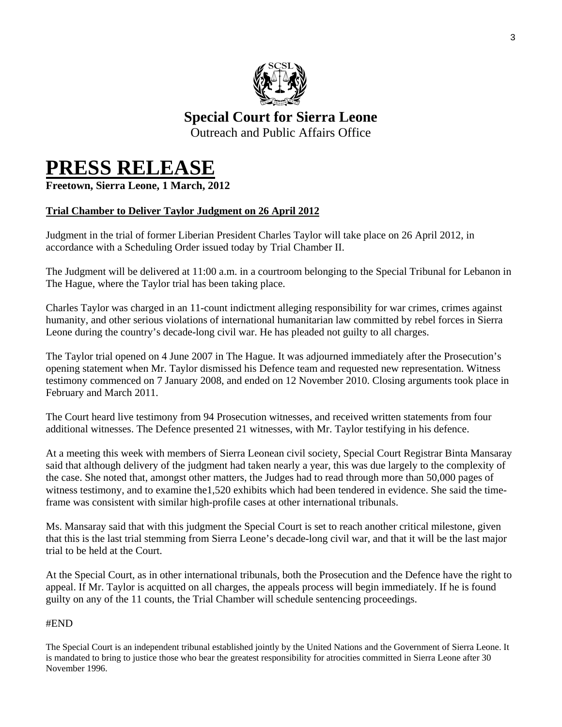**Special Court for Sierra Leone**
Outreach and Public Affairs Office

# PRESS RELEASE

**Freetown, Sierra Leone, 1 March, 2012**

**Trial Chamber to Deliver Taylor Judgment on 26 April 2012**

Judgment in the trial of former Liberian President Charles Taylor will take place on 26 April 2012, in accordance with a Scheduling Order issued today by Trial Chamber II.

The Judgment will be delivered at 11:00 a.m. in a courtroom belonging to the Special Tribunal for Lebanon in The Hague, where the Taylor trial has been taking place.

Charles Taylor was charged in an 11-count indictment alleging responsibility for war crimes, crimes against humanity, and other serious violations of international humanitarian law committed by rebel forces in Sierra Leone during the country's decade-long civil war. He has pleaded not guilty to all charges.

The Taylor trial opened on 4 June 2007 in The Hague. It was adjourned immediately after the Prosecution's opening statement when Mr. Taylor dismissed his Defence team and requested new representation. Witness testimony commenced on 7 January 2008, and ended on 12 November 2010. Closing arguments took place in February and March 2011.

The Court heard live testimony from 94 Prosecution witnesses, and received written statements from four additional witnesses. The Defence presented 21 witnesses, with Mr. Taylor testifying in his defence.

At a meeting this week with members of Sierra Leonean civil society, Special Court Registrar Binta Mansaray said that although delivery of the judgment had taken nearly a year, this was due largely to the complexity of the case. She noted that, amongst other matters, the Judges had to read through more than 50,000 pages of witness testimony, and to examine the1,520 exhibits which had been tendered in evidence. She said the time-frame was consistent with similar high-profile cases at other international tribunals.

Ms. Mansaray said that with this judgment the Special Court is set to reach another critical milestone, given that this is the last trial stemming from Sierra Leone's decade-long civil war, and that it will be the last major trial to be held at the Court.

At the Special Court, as in other international tribunals, both the Prosecution and the Defence have the right to appeal. If Mr. Taylor is acquitted on all charges, the appeals process will begin immediately. If he is found guilty on any of the 11 counts, the Trial Chamber will schedule sentencing proceedings.

#END

The Special Court is an independent tribunal established jointly by the United Nations and the Government of Sierra Leone. It is mandated to bring to justice those who bear the greatest responsibility for atrocities committed in Sierra Leone after 30 November 1996.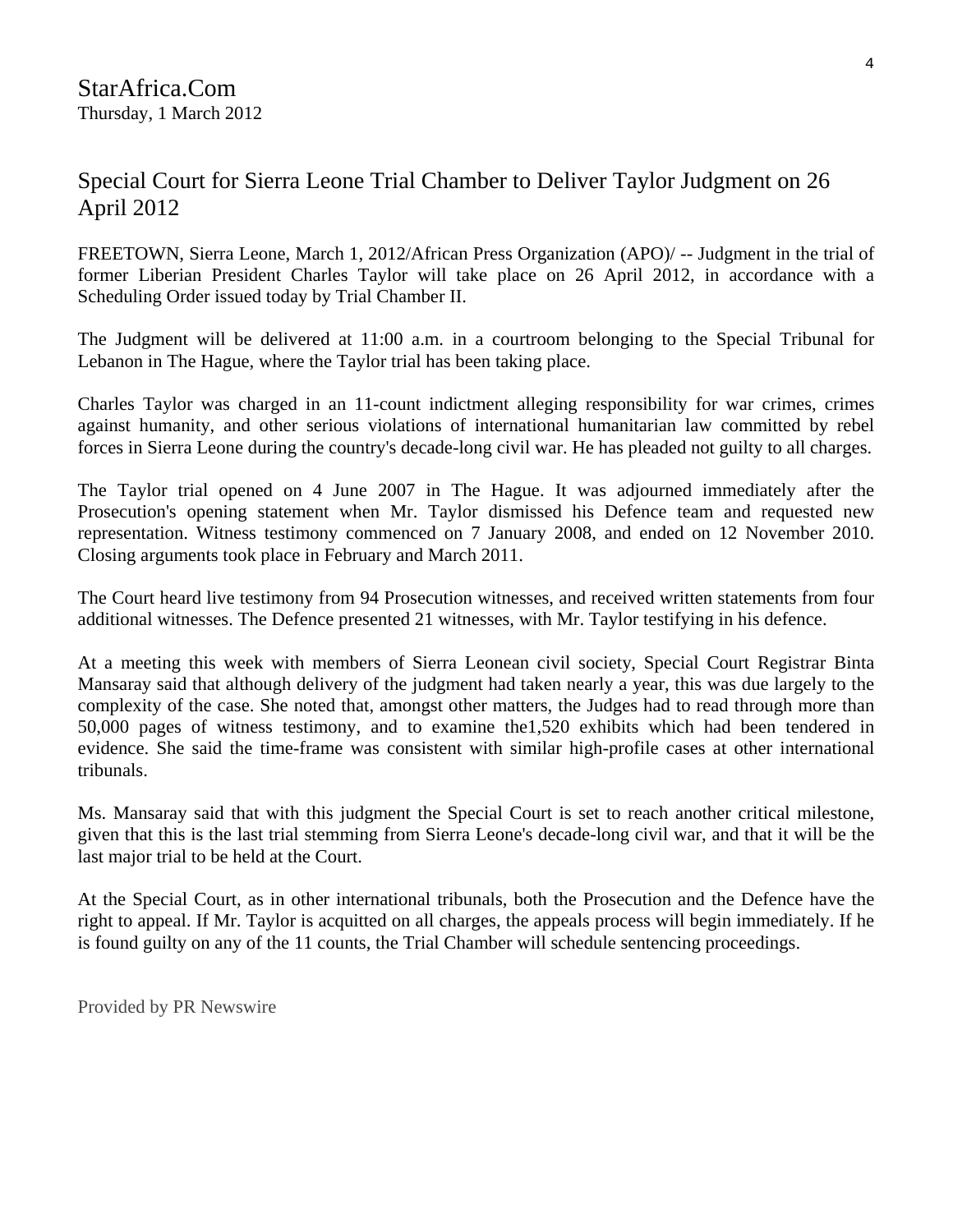StarAfrica.Com
Thursday, 1 March 2012

## Special Court for Sierra Leone Trial Chamber to Deliver Taylor Judgment on 26 April 2012

FREETOWN, Sierra Leone, March 1, 2012/African Press Organization (APO)/ -- Judgment in the trial of former Liberian President Charles Taylor will take place on 26 April 2012, in accordance with a Scheduling Order issued today by Trial Chamber II.

The Judgment will be delivered at 11:00 a.m. in a courtroom belonging to the Special Tribunal for Lebanon in The Hague, where the Taylor trial has been taking place.

Charles Taylor was charged in an 11-count indictment alleging responsibility for war crimes, crimes against humanity, and other serious violations of international humanitarian law committed by rebel forces in Sierra Leone during the country's decade-long civil war. He has pleaded not guilty to all charges.

The Taylor trial opened on 4 June 2007 in The Hague. It was adjourned immediately after the Prosecution's opening statement when Mr. Taylor dismissed his Defence team and requested new representation. Witness testimony commenced on 7 January 2008, and ended on 12 November 2010. Closing arguments took place in February and March 2011.

The Court heard live testimony from 94 Prosecution witnesses, and received written statements from four additional witnesses. The Defence presented 21 witnesses, with Mr. Taylor testifying in his defence.

At a meeting this week with members of Sierra Leonean civil society, Special Court Registrar Binta Mansaray said that although delivery of the judgment had taken nearly a year, this was due largely to the complexity of the case. She noted that, amongst other matters, the Judges had to read through more than 50,000 pages of witness testimony, and to examine the1,520 exhibits which had been tendered in evidence. She said the time-frame was consistent with similar high-profile cases at other international tribunals.

Ms. Mansaray said that with this judgment the Special Court is set to reach another critical milestone, given that this is the last trial stemming from Sierra Leone's decade-long civil war, and that it will be the last major trial to be held at the Court.

At the Special Court, as in other international tribunals, both the Prosecution and the Defence have the right to appeal. If Mr. Taylor is acquitted on all charges, the appeals process will begin immediately. If he is found guilty on any of the 11 counts, the Trial Chamber will schedule sentencing proceedings.

Provided by PR Newswire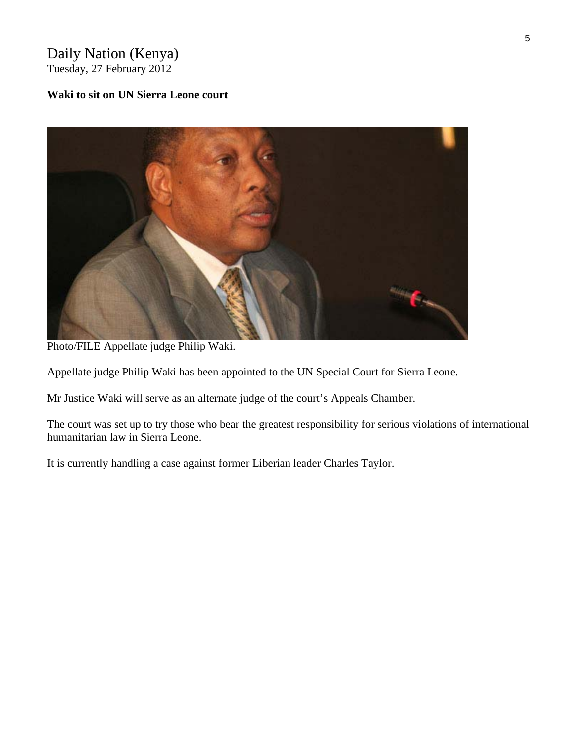Daily Nation (Kenya)
Tuesday, 27 February 2012

**Waki to sit on UN Sierra Leone court**

Photo/FILE Appellate judge Philip Waki.

Appellate judge Philip Waki has been appointed to the UN Special Court for Sierra Leone.

Mr Justice Waki will serve as an alternate judge of the court's Appeals Chamber.

The court was set up to try those who bear the greatest responsibility for serious violations of international humanitarian law in Sierra Leone.

It is currently handling a case against former Liberian leader Charles Taylor.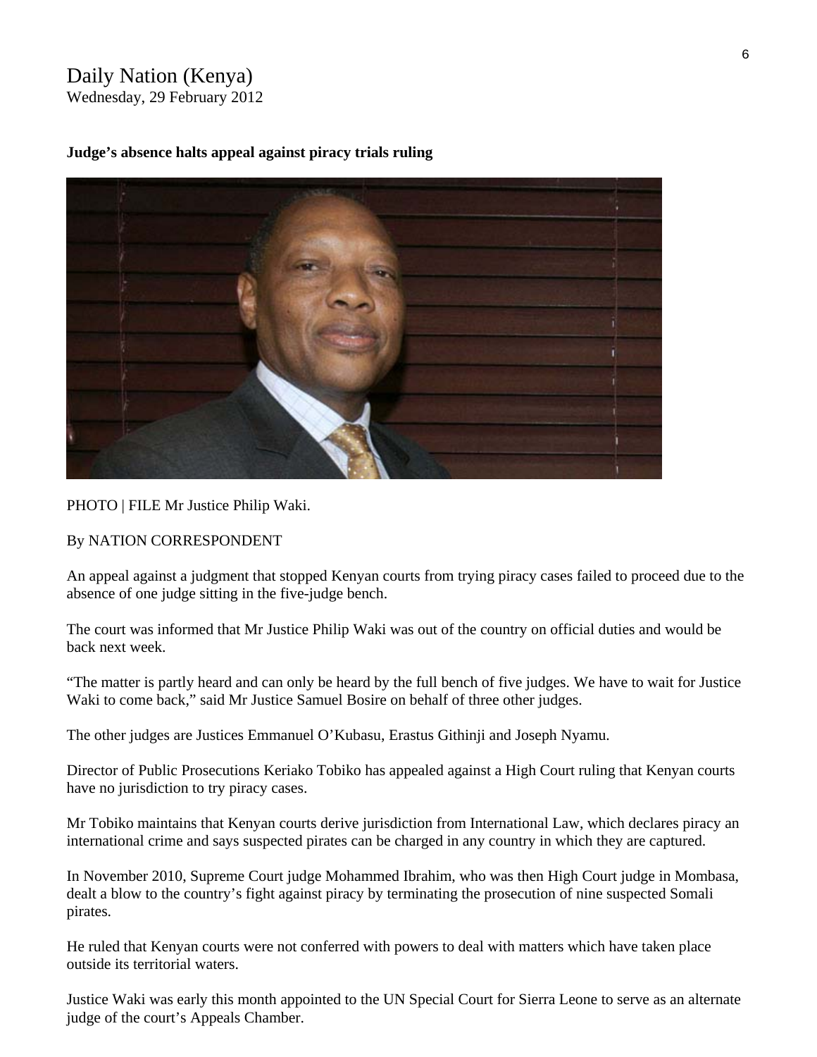Daily Nation (Kenya)
Wednesday, 29 February 2012

**Judge's absence halts appeal against piracy trials ruling**

PHOTO | FILE Mr Justice Philip Waki.

By NATION CORRESPONDENT

An appeal against a judgment that stopped Kenyan courts from trying piracy cases failed to proceed due to the absence of one judge sitting in the five-judge bench.

The court was informed that Mr Justice Philip Waki was out of the country on official duties and would be back next week.

"The matter is partly heard and can only be heard by the full bench of five judges. We have to wait for Justice Waki to come back," said Mr Justice Samuel Bosire on behalf of three other judges.

The other judges are Justices Emmanuel O'Kubasu, Erastus Githinji and Joseph Nyamu.

Director of Public Prosecutions Keriako Tobiko has appealed against a High Court ruling that Kenyan courts have no jurisdiction to try piracy cases.

Mr Tobiko maintains that Kenyan courts derive jurisdiction from International Law, which declares piracy an international crime and says suspected pirates can be charged in any country in which they are captured.

In November 2010, Supreme Court judge Mohammed Ibrahim, who was then High Court judge in Mombasa, dealt a blow to the country's fight against piracy by terminating the prosecution of nine suspected Somali pirates.

He ruled that Kenyan courts were not conferred with powers to deal with matters which have taken place outside its territorial waters.

Justice Waki was early this month appointed to the UN Special Court for Sierra Leone to serve as an alternate judge of the court's Appeals Chamber.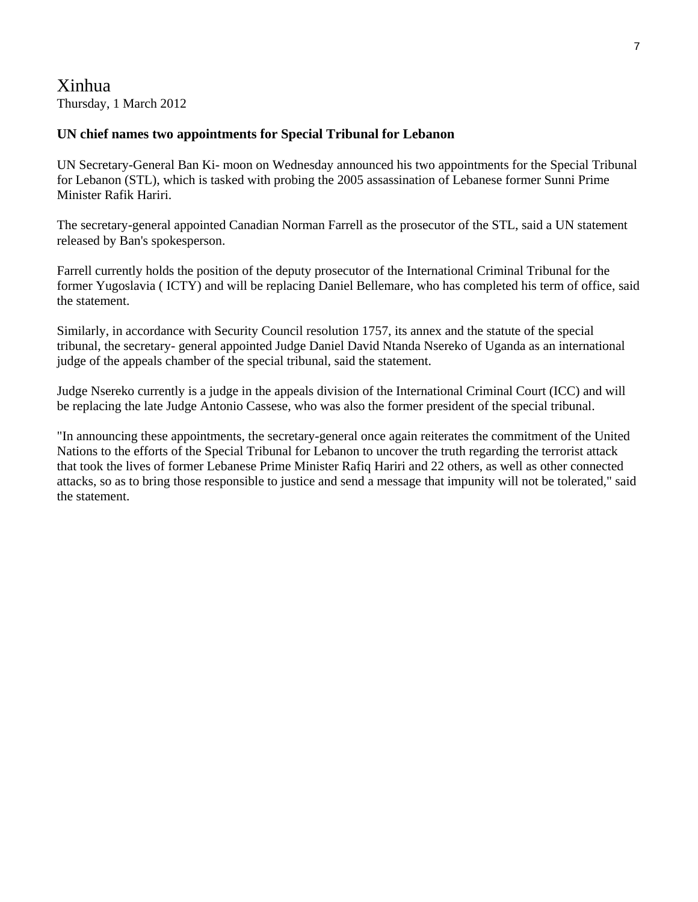# Xinhua

Thursday, 1 March 2012

**UN chief names two appointments for Special Tribunal for Lebanon**

UN Secretary-General Ban Ki- moon on Wednesday announced his two appointments for the Special Tribunal for Lebanon (STL), which is tasked with probing the 2005 assassination of Lebanese former Sunni Prime Minister Rafik Hariri.

The secretary-general appointed Canadian Norman Farrell as the prosecutor of the STL, said a UN statement released by Ban's spokesperson.

Farrell currently holds the position of the deputy prosecutor of the International Criminal Tribunal for the former Yugoslavia ( ICTY) and will be replacing Daniel Bellemare, who has completed his term of office, said the statement.

Similarly, in accordance with Security Council resolution 1757, its annex and the statute of the special tribunal, the secretary- general appointed Judge Daniel David Ntanda Nsereko of Uganda as an international judge of the appeals chamber of the special tribunal, said the statement.

Judge Nsereko currently is a judge in the appeals division of the International Criminal Court (ICC) and will be replacing the late Judge Antonio Cassese, who was also the former president of the special tribunal.

"In announcing these appointments, the secretary-general once again reiterates the commitment of the United Nations to the efforts of the Special Tribunal for Lebanon to uncover the truth regarding the terrorist attack that took the lives of former Lebanese Prime Minister Rafiq Hariri and 22 others, as well as other connected attacks, so as to bring those responsible to justice and send a message that impunity will not be tolerated," said the statement.